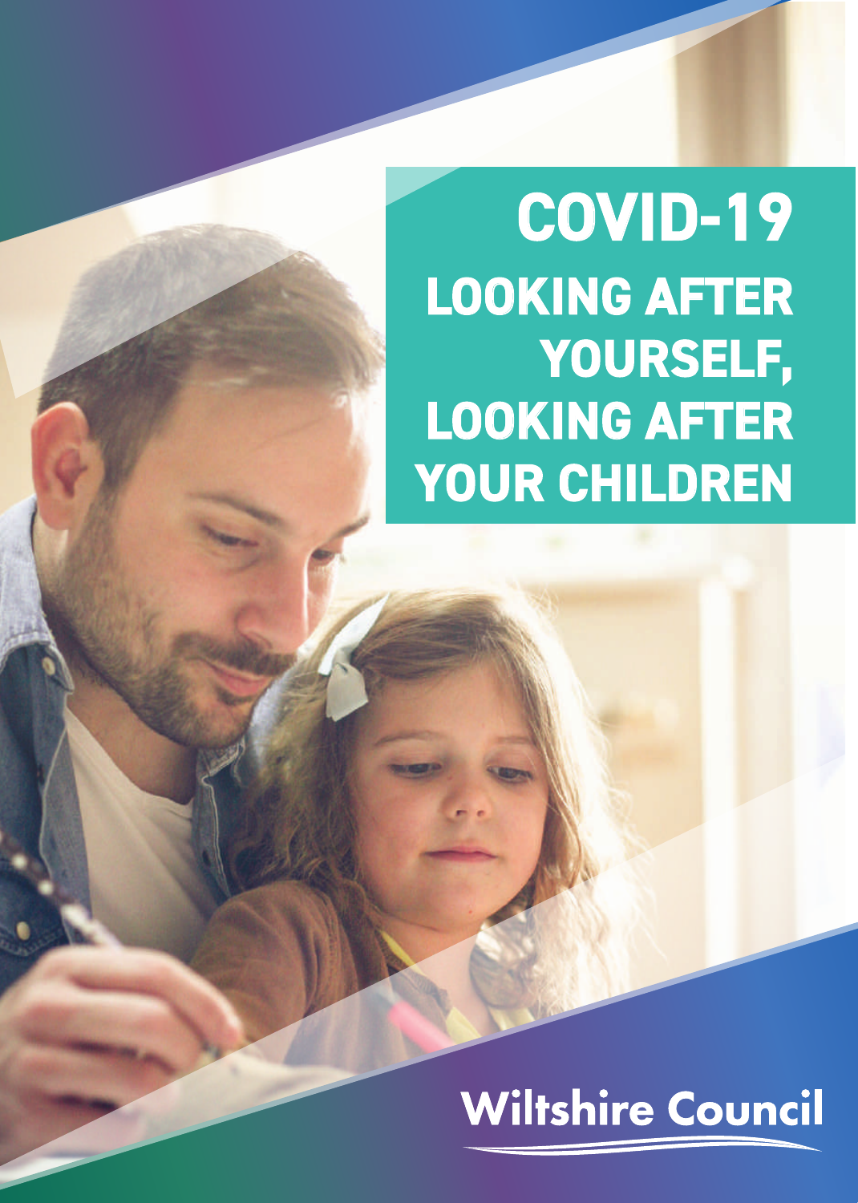# COVID-19

## LOOKING AFTER YOURSELF, LOOKING AFTER YOUR CHILDREN

Wiltshire Council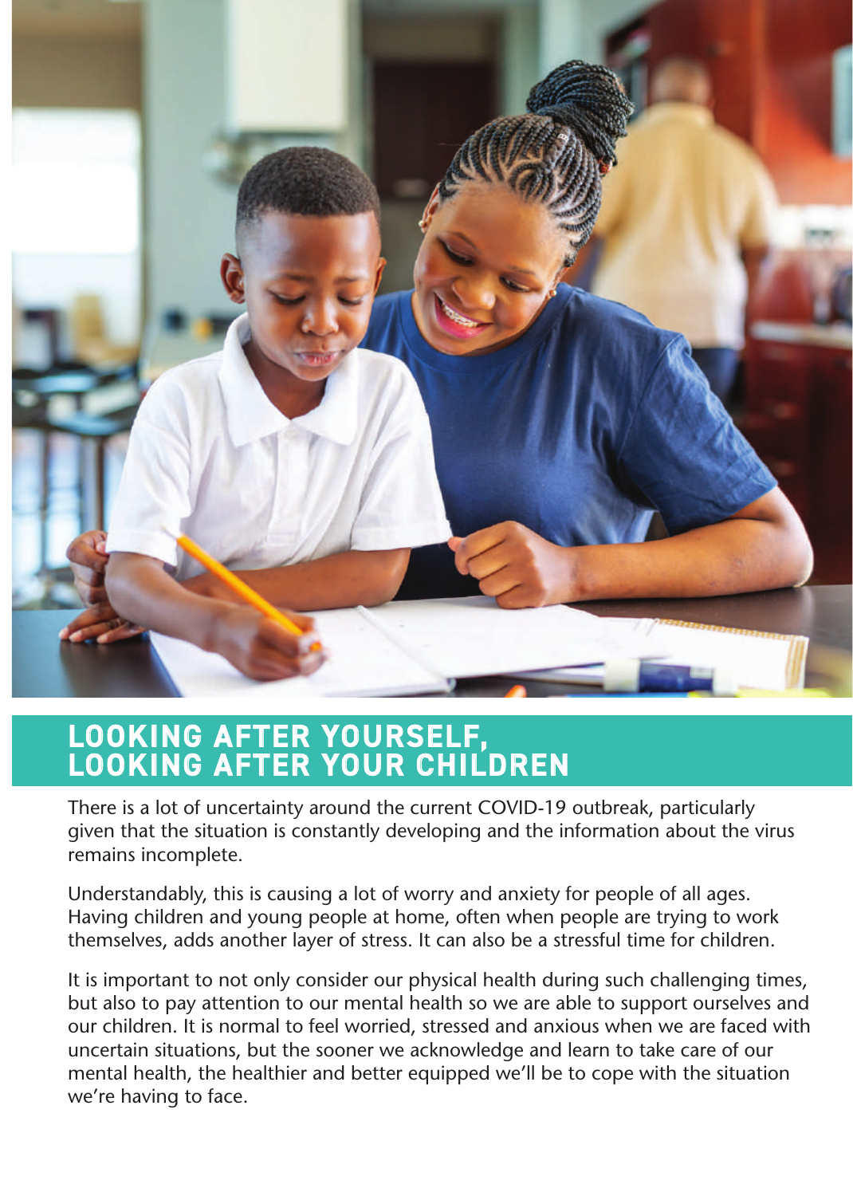# LOOKING AFTER YOURSELF, LOOKING AFTER YOUR CHILDREN

There is a lot of uncertainty around the current COVID-19 outbreak, particularly given that the situation is constantly developing and the information about the virus remains incomplete.

Understandably, this is causing a lot of worry and anxiety for people of all ages. Having children and young people at home, often when people are trying to work themselves, adds another layer of stress. It can also be a stressful time for children.

It is important to not only consider our physical health during such challenging times, but also to pay attention to our mental health so we are able to support ourselves and our children. It is normal to feel worried, stressed and anxious when we are faced with uncertain situations, but the sooner we acknowledge and learn to take care of our mental health, the healthier and better equipped we'll be to cope with the situation we're having to face.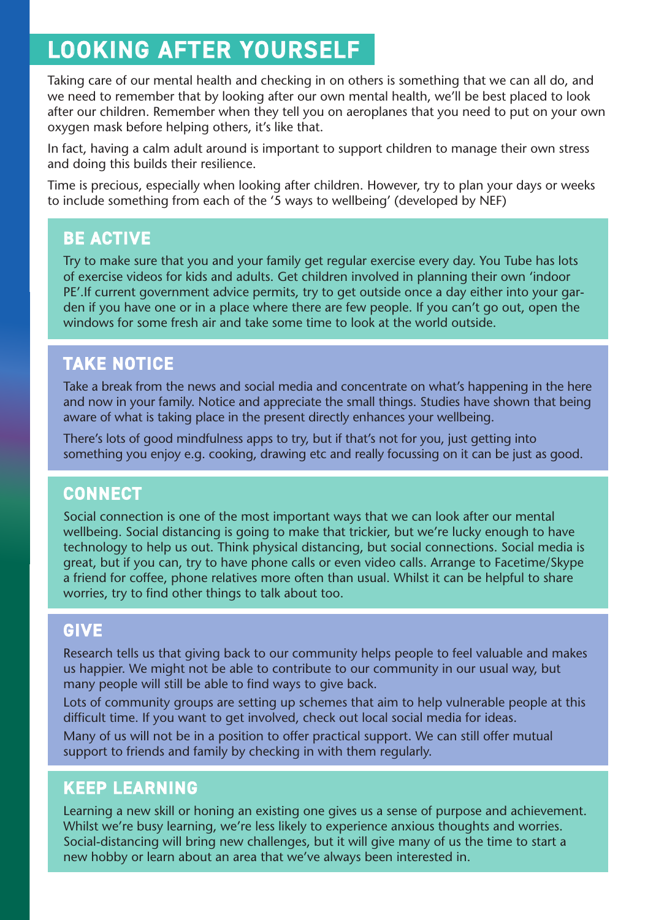# LOOKING AFTER YOURSELF

Taking care of our mental health and checking in on others is something that we can all do, and we need to remember that by looking after our own mental health, we'll be best placed to look after our children. Remember when they tell you on aeroplanes that you need to put on your own oxygen mask before helping others, it's like that.

In fact, having a calm adult around is important to support children to manage their own stress and doing this builds their resilience.

Time is precious, especially when looking after children. However, try to plan your days or weeks to include something from each of the '5 ways to wellbeing' (developed by NEF)

## BE ACTIVE

Try to make sure that you and your family get regular exercise every day. You Tube has lots of exercise videos for kids and adults. Get children involved in planning their own 'indoor PE'.If current government advice permits, try to get outside once a day either into your garden if you have one or in a place where there are few people. If you can't go out, open the windows for some fresh air and take some time to look at the world outside.

## TAKE NOTICE

Take a break from the news and social media and concentrate on what's happening in the here and now in your family. Notice and appreciate the small things. Studies have shown that being aware of what is taking place in the present directly enhances your wellbeing.

There's lots of good mindfulness apps to try, but if that's not for you, just getting into something you enjoy e.g. cooking, drawing etc and really focussing on it can be just as good.

## CONNECT

Social connection is one of the most important ways that we can look after our mental wellbeing. Social distancing is going to make that trickier, but we're lucky enough to have technology to help us out. Think physical distancing, but social connections. Social media is great, but if you can, try to have phone calls or even video calls. Arrange to Facetime/Skype a friend for coffee, phone relatives more often than usual. Whilst it can be helpful to share worries, try to find other things to talk about too.

## GIVE

Research tells us that giving back to our community helps people to feel valuable and makes us happier. We might not be able to contribute to our community in our usual way, but many people will still be able to find ways to give back.

Lots of community groups are setting up schemes that aim to help vulnerable people at this difficult time. If you want to get involved, check out local social media for ideas.

Many of us will not be in a position to offer practical support. We can still offer mutual support to friends and family by checking in with them regularly.

## KEEP LEARNING

Learning a new skill or honing an existing one gives us a sense of purpose and achievement. Whilst we're busy learning, we're less likely to experience anxious thoughts and worries. Social-distancing will bring new challenges, but it will give many of us the time to start a new hobby or learn about an area that we've always been interested in.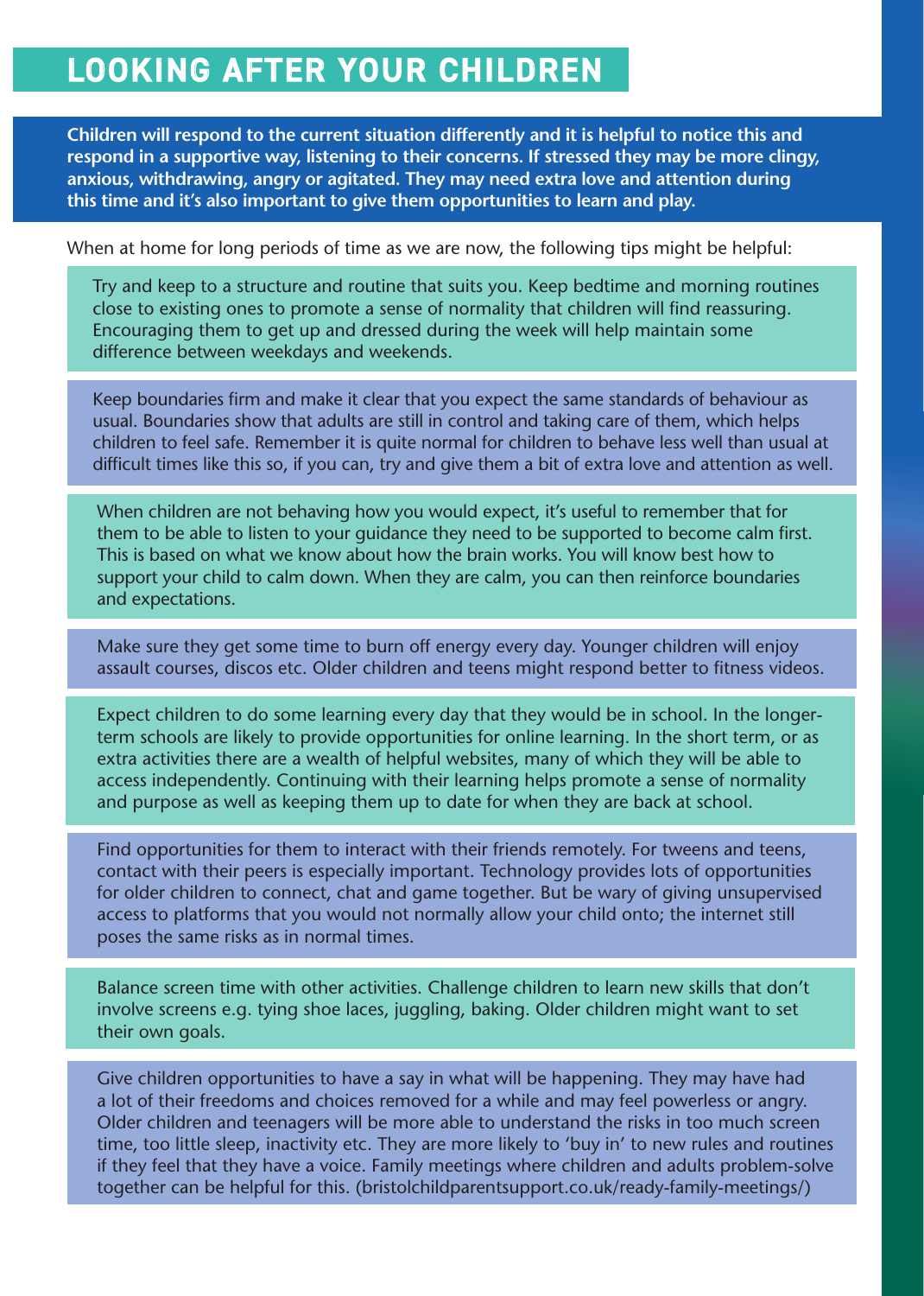# LOOKING AFTER YOUR CHILDREN

**Children will respond to the current situation differently and it is helpful to notice this and respond in a supportive way, listening to their concerns. If stressed they may be more clingy, anxious, withdrawing, angry or agitated. They may need extra love and attention during this time and it's also important to give them opportunities to learn and play.**

When at home for long periods of time as we are now, the following tips might be helpful:

Try and keep to a structure and routine that suits you. Keep bedtime and morning routines close to existing ones to promote a sense of normality that children will find reassuring. Encouraging them to get up and dressed during the week will help maintain some difference between weekdays and weekends.

Keep boundaries firm and make it clear that you expect the same standards of behaviour as usual. Boundaries show that adults are still in control and taking care of them, which helps children to feel safe. Remember it is quite normal for children to behave less well than usual at difficult times like this so, if you can, try and give them a bit of extra love and attention as well.

When children are not behaving how you would expect, it's useful to remember that for them to be able to listen to your guidance they need to be supported to become calm first. This is based on what we know about how the brain works. You will know best how to support your child to calm down. When they are calm, you can then reinforce boundaries and expectations.

Make sure they get some time to burn off energy every day. Younger children will enjoy assault courses, discos etc. Older children and teens might respond better to fitness videos.

Expect children to do some learning every day that they would be in school. In the longer-term schools are likely to provide opportunities for online learning. In the short term, or as extra activities there are a wealth of helpful websites, many of which they will be able to access independently. Continuing with their learning helps promote a sense of normality and purpose as well as keeping them up to date for when they are back at school.

Find opportunities for them to interact with their friends remotely. For tweens and teens, contact with their peers is especially important. Technology provides lots of opportunities for older children to connect, chat and game together. But be wary of giving unsupervised access to platforms that you would not normally allow your child onto; the internet still poses the same risks as in normal times.

Balance screen time with other activities. Challenge children to learn new skills that don't involve screens e.g. tying shoe laces, juggling, baking. Older children might want to set their own goals.

Give children opportunities to have a say in what will be happening. They may have had a lot of their freedoms and choices removed for a while and may feel powerless or angry. Older children and teenagers will be more able to understand the risks in too much screen time, too little sleep, inactivity etc. They are more likely to 'buy in' to new rules and routines if they feel that they have a voice. Family meetings where children and adults problem-solve together can be helpful for this. (bristolchildparentsupport.co.uk/ready-family-meetings/)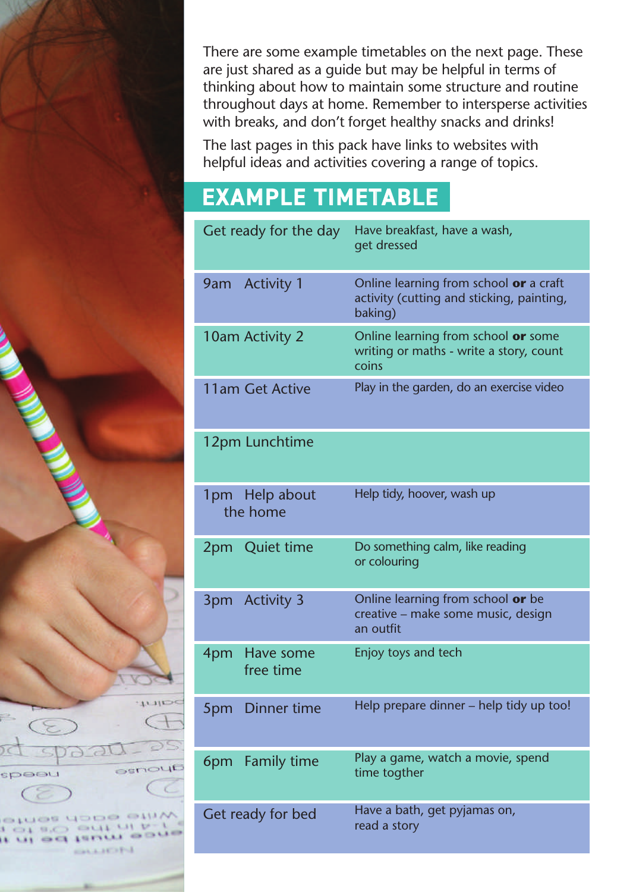There are some example timetables on the next page. These are just shared as a guide but may be helpful in terms of thinking about how to maintain some structure and routine throughout days at home. Remember to intersperse activities with breaks, and don't forget healthy snacks and drinks!

The last pages in this pack have links to websites with helpful ideas and activities covering a range of topics.

## EXAMPLE TIMETABLE

| | |
|---|---|
| Get ready for the day | Have breakfast, have a wash, get dressed |
| 9am Activity 1 | Online learning from school **or** a craft activity (cutting and sticking, painting, baking) |
| 10am Activity 2 | Online learning from school **or** some writing or maths - write a story, count coins |
| 11am Get Active | Play in the garden, do an exercise video |
| 12pm Lunchtime | |
| 1pm Help about the home | Help tidy, hoover, wash up |
| 2pm Quiet time | Do something calm, like reading or colouring |
| 3pm Activity 3 | Online learning from school **or** be creative – make some music, design an outfit |
| 4pm Have some free time | Enjoy toys and tech |
| 5pm Dinner time | Help prepare dinner – help tidy up too! |
| 6pm Family time | Play a game, watch a movie, spend time togther |
| Get ready for bed | Have a bath, get pyjamas on, read a story |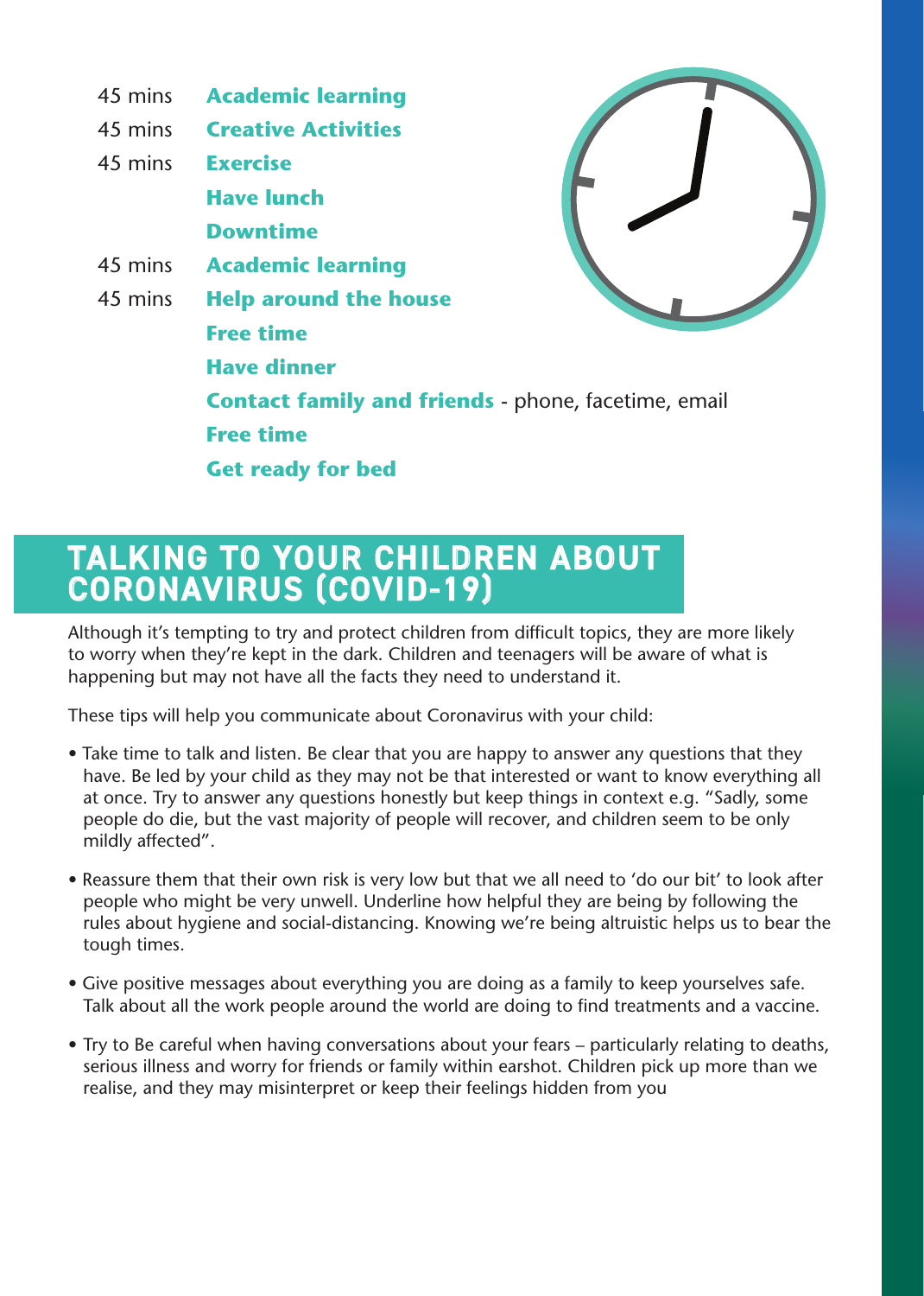45 mins **Academic learning**

45 mins **Creative Activities**

45 mins **Exercise**

**Have lunch**

**Downtime**

45 mins **Academic learning**

45 mins **Help around the house**

**Free time**

**Have dinner**

**Contact family and friends** - phone, facetime, email

**Free time**

**Get ready for bed**

## TALKING TO YOUR CHILDREN ABOUT CORONAVIRUS (COVID-19)

Although it's tempting to try and protect children from difficult topics, they are more likely to worry when they're kept in the dark. Children and teenagers will be aware of what is happening but may not have all the facts they need to understand it.

These tips will help you communicate about Coronavirus with your child:

- Take time to talk and listen. Be clear that you are happy to answer any questions that they have. Be led by your child as they may not be that interested or want to know everything all at once. Try to answer any questions honestly but keep things in context e.g. "Sadly, some people do die, but the vast majority of people will recover, and children seem to be only mildly affected".

- Reassure them that their own risk is very low but that we all need to 'do our bit' to look after people who might be very unwell. Underline how helpful they are being by following the rules about hygiene and social-distancing. Knowing we're being altruistic helps us to bear the tough times.

- Give positive messages about everything you are doing as a family to keep yourselves safe. Talk about all the work people around the world are doing to find treatments and a vaccine.

- Try to Be careful when having conversations about your fears – particularly relating to deaths, serious illness and worry for friends or family within earshot. Children pick up more than we realise, and they may misinterpret or keep their feelings hidden from you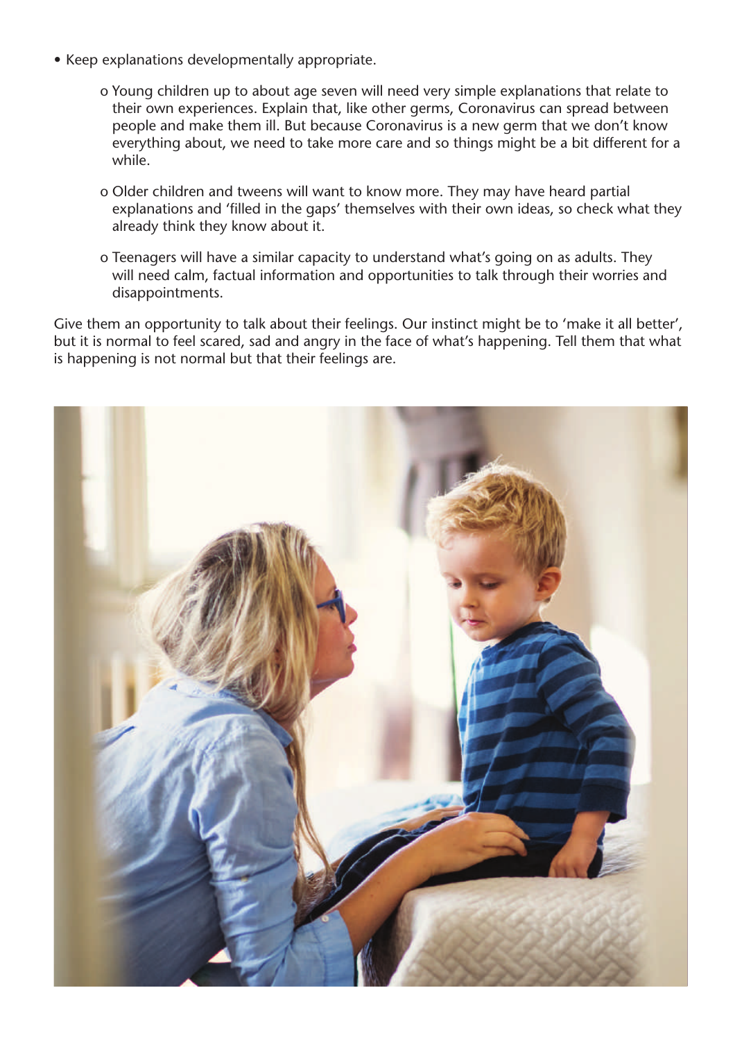- Keep explanations developmentally appropriate.
  - Young children up to about age seven will need very simple explanations that relate to their own experiences. Explain that, like other germs, Coronavirus can spread between people and make them ill. But because Coronavirus is a new germ that we don't know everything about, we need to take more care and so things might be a bit different for a while.
  - Older children and tweens will want to know more. They may have heard partial explanations and 'filled in the gaps' themselves with their own ideas, so check what they already think they know about it.
  - Teenagers will have a similar capacity to understand what's going on as adults. They will need calm, factual information and opportunities to talk through their worries and disappointments.

Give them an opportunity to talk about their feelings. Our instinct might be to 'make it all better', but it is normal to feel scared, sad and angry in the face of what's happening. Tell them that what is happening is not normal but that their feelings are.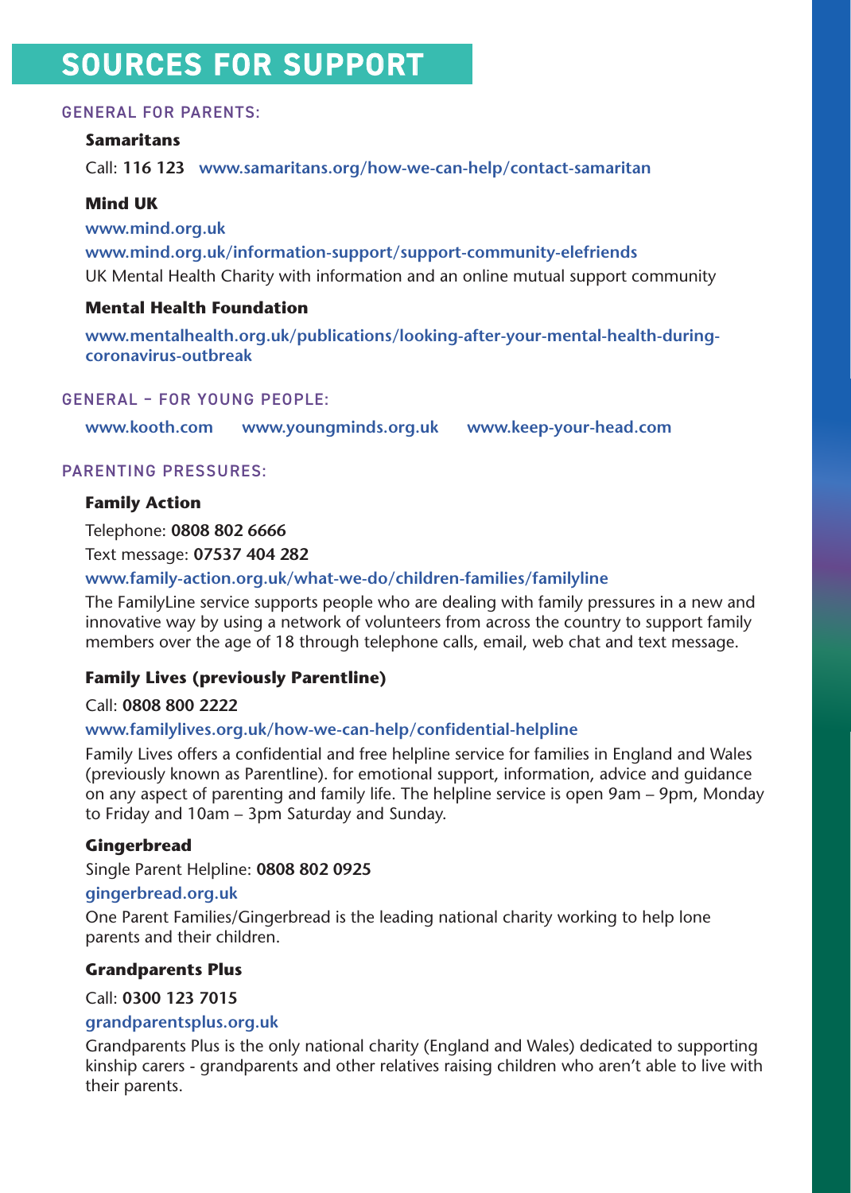# SOURCES FOR SUPPORT

## GENERAL FOR PARENTS:

### Samaritans

Call: **116 123** **www.samaritans.org/how-we-can-help/contact-samaritan**

### Mind UK

**www.mind.org.uk**

**www.mind.org.uk/information-support/support-community-elefriends**

UK Mental Health Charity with information and an online mutual support community

### Mental Health Foundation

**www.mentalhealth.org.uk/publications/looking-after-your-mental-health-during-coronavirus-outbreak**

## GENERAL – FOR YOUNG PEOPLE:

**www.kooth.com** **www.youngminds.org.uk** **www.keep-your-head.com**

## PARENTING PRESSURES:

### Family Action

Telephone: **0808 802 6666**

Text message: **07537 404 282**

**www.family-action.org.uk/what-we-do/children-families/familyline**

The FamilyLine service supports people who are dealing with family pressures in a new and innovative way by using a network of volunteers from across the country to support family members over the age of 18 through telephone calls, email, web chat and text message.

### Family Lives (previously Parentline)

Call: **0808 800 2222**

**www.familylives.org.uk/how-we-can-help/confidential-helpline**

Family Lives offers a confidential and free helpline service for families in England and Wales (previously known as Parentline). for emotional support, information, advice and guidance on any aspect of parenting and family life. The helpline service is open 9am – 9pm, Monday to Friday and 10am – 3pm Saturday and Sunday.

### Gingerbread

Single Parent Helpline: **0808 802 0925**

**gingerbread.org.uk**

One Parent Families/Gingerbread is the leading national charity working to help lone parents and their children.

### Grandparents Plus

Call: **0300 123 7015**

**grandparentsplus.org.uk**

Grandparents Plus is the only national charity (England and Wales) dedicated to supporting kinship carers - grandparents and other relatives raising children who aren't able to live with their parents.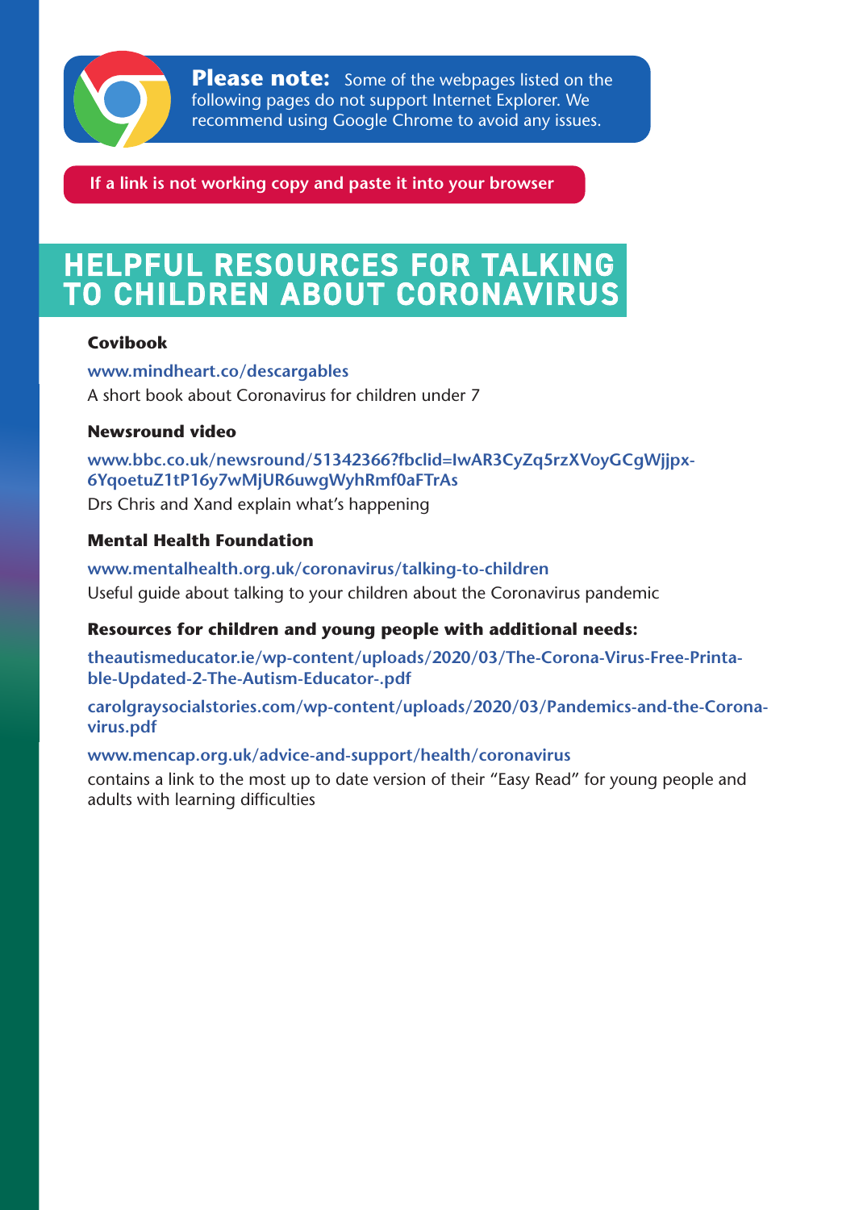**Please note:** Some of the webpages listed on the following pages do not support Internet Explorer. We recommend using Google Chrome to avoid any issues.

**If a link is not working copy and paste it into your browser**

# HELPFUL RESOURCES FOR TALKING TO CHILDREN ABOUT CORONAVIRUS

**Covibook**

www.mindheart.co/descargables

A short book about Coronavirus for children under 7

**Newsround video**

www.bbc.co.uk/newsround/51342366?fbclid=IwAR3CyZq5rzXVoyGCgWjjpx-6YqoetuZ1tP16y7wMjUR6uwgWyhRmf0aFTrAs

Drs Chris and Xand explain what's happening

**Mental Health Foundation**

www.mentalhealth.org.uk/coronavirus/talking-to-children

Useful guide about talking to your children about the Coronavirus pandemic

**Resources for children and young people with additional needs:**

theautismeducator.ie/wp-content/uploads/2020/03/The-Corona-Virus-Free-Printable-Updated-2-The-Autism-Educator-.pdf

carolgraysocialstories.com/wp-content/uploads/2020/03/Pandemics-and-the-Corona-virus.pdf

www.mencap.org.uk/advice-and-support/health/coronavirus

contains a link to the most up to date version of their "Easy Read" for young people and adults with learning difficulties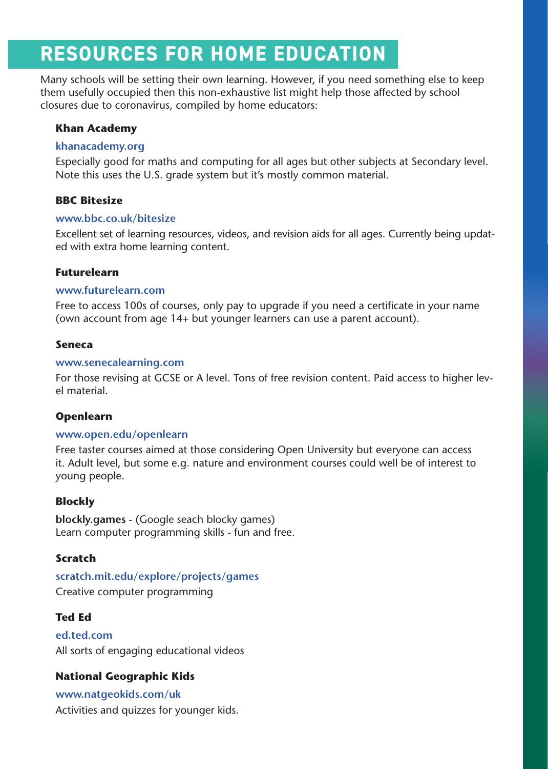# RESOURCES FOR HOME EDUCATION

Many schools will be setting their own learning. However, if you need something else to keep them usefully occupied then this non-exhaustive list might help those affected by school closures due to coronavirus, compiled by home educators:

**Khan Academy**

khanacademy.org

Especially good for maths and computing for all ages but other subjects at Secondary level. Note this uses the U.S. grade system but it's mostly common material.

**BBC Bitesize**

www.bbc.co.uk/bitesize

Excellent set of learning resources, videos, and revision aids for all ages. Currently being updated with extra home learning content.

**Futurelearn**

www.futurelearn.com

Free to access 100s of courses, only pay to upgrade if you need a certificate in your name (own account from age 14+ but younger learners can use a parent account).

**Seneca**

www.senecalearning.com

For those revising at GCSE or A level. Tons of free revision content. Paid access to higher level material.

**Openlearn**

www.open.edu/openlearn

Free taster courses aimed at those considering Open University but everyone can access it. Adult level, but some e.g. nature and environment courses could well be of interest to young people.

**Blockly**

**blockly.games** - (Google seach blocky games)
Learn computer programming skills - fun and free.

**Scratch**

scratch.mit.edu/explore/projects/games

Creative computer programming

**Ted Ed**

ed.ted.com

All sorts of engaging educational videos

**National Geographic Kids**

www.natgeokids.com/uk

Activities and quizzes for younger kids.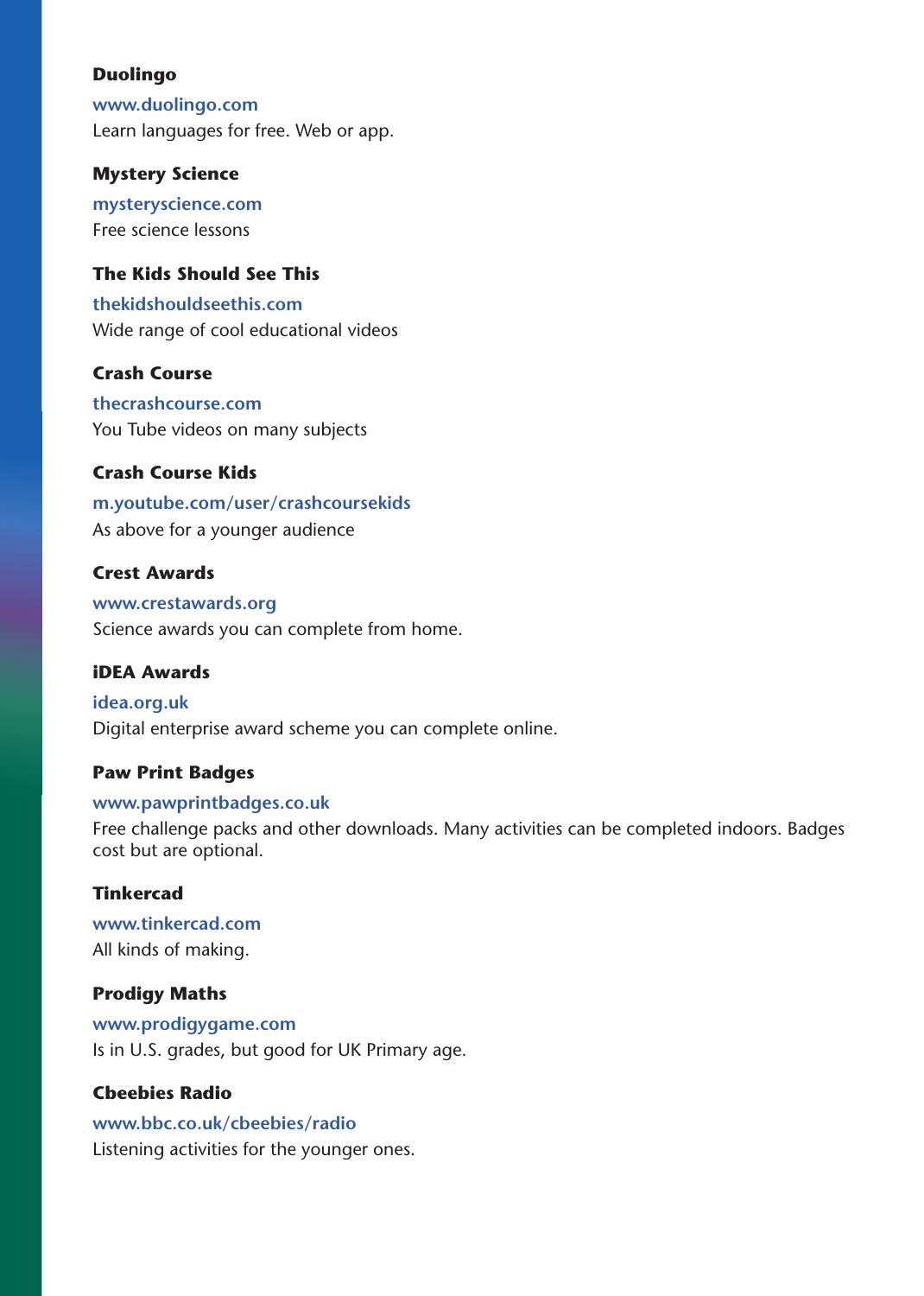**Duolingo**

www.duolingo.com

Learn languages for free. Web or app.

**Mystery Science**

mysteryscience.com

Free science lessons

**The Kids Should See This**

thekidshouldseethis.com

Wide range of cool educational videos

**Crash Course**

thecrashcourse.com

You Tube videos on many subjects

**Crash Course Kids**

m.youtube.com/user/crashcoursekids

As above for a younger audience

**Crest Awards**

www.crestawards.org

Science awards you can complete from home.

**iDEA Awards**

idea.org.uk

Digital enterprise award scheme you can complete online.

**Paw Print Badges**

www.pawprintbadges.co.uk

Free challenge packs and other downloads. Many activities can be completed indoors. Badges cost but are optional.

**Tinkercad**

www.tinkercad.com

All kinds of making.

**Prodigy Maths**

www.prodigygame.com

Is in U.S. grades, but good for UK Primary age.

**Cbeebies Radio**

www.bbc.co.uk/cbeebies/radio

Listening activities for the younger ones.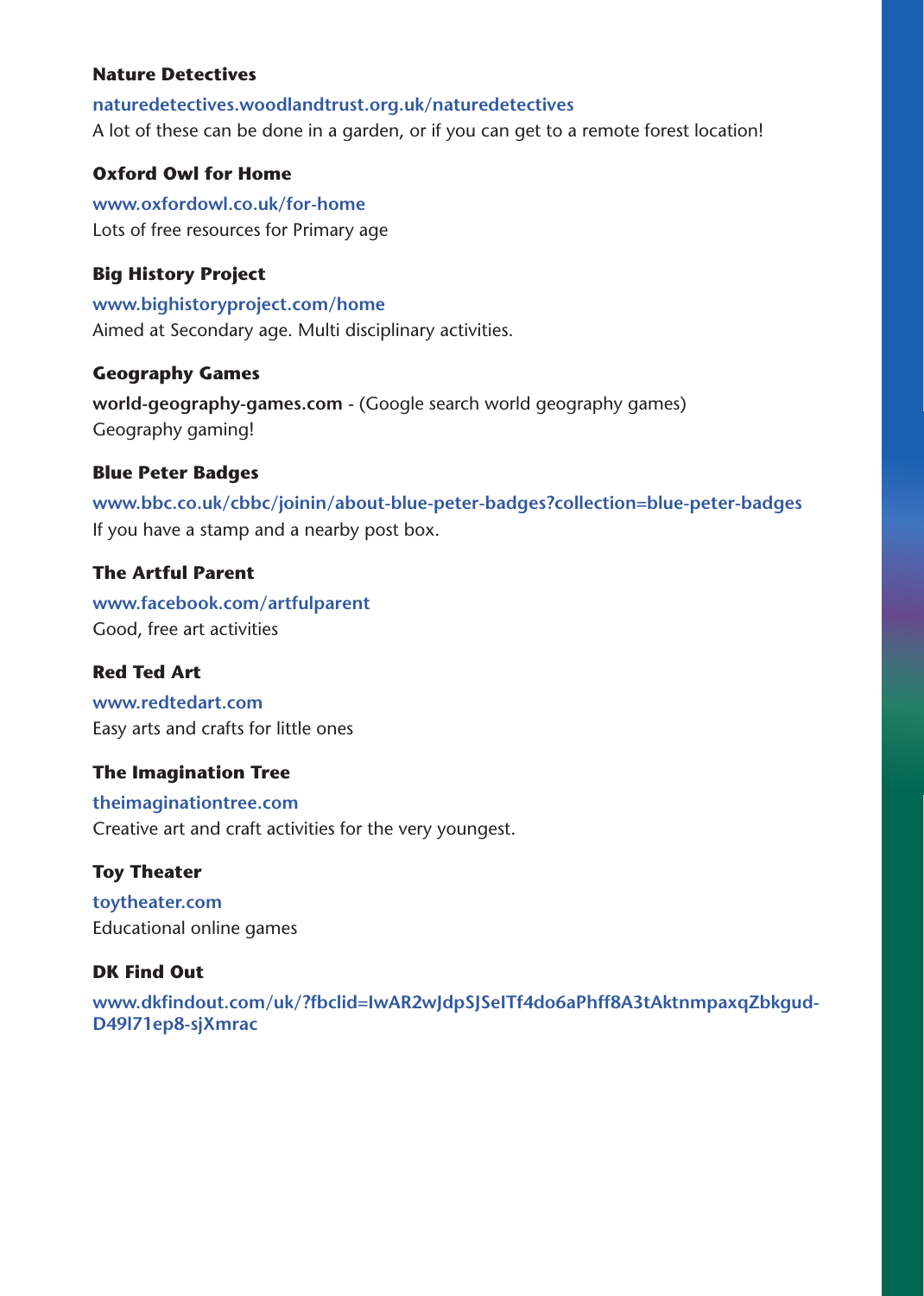**Nature Detectives**

naturedetectives.woodlandtrust.org.uk/naturedetectives
A lot of these can be done in a garden, or if you can get to a remote forest location!

**Oxford Owl for Home**

www.oxfordowl.co.uk/for-home
Lots of free resources for Primary age

**Big History Project**

www.bighistoryproject.com/home
Aimed at Secondary age. Multi disciplinary activities.

**Geography Games**

**world-geography-games.com** - (Google search world geography games)
Geography gaming!

**Blue Peter Badges**

www.bbc.co.uk/cbbc/joinin/about-blue-peter-badges?collection=blue-peter-badges
If you have a stamp and a nearby post box.

**The Artful Parent**

www.facebook.com/artfulparent
Good, free art activities

**Red Ted Art**

www.redtedart.com
Easy arts and crafts for little ones

**The Imagination Tree**

theimaginationtree.com
Creative art and craft activities for the very youngest.

**Toy Theater**

toytheater.com
Educational online games

**DK Find Out**

www.dkfindout.com/uk/?fbclid=IwAR2wJdpSJSeITf4do6aPhff8A3tAktnmpaxqZbkgud-D49I71ep8-sjXmrac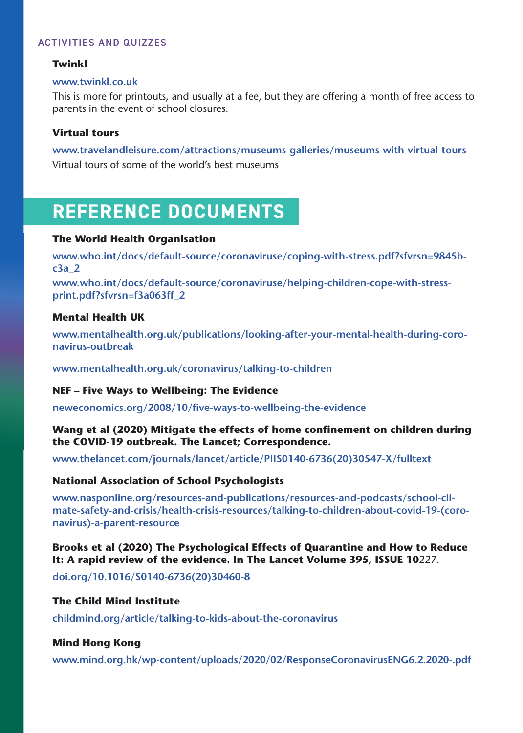### ACTIVITIES AND QUIZZES

**Twinkl**

www.twinkl.co.uk

This is more for printouts, and usually at a fee, but they are offering a month of free access to parents in the event of school closures.

**Virtual tours**

www.travelandleisure.com/attractions/museums-galleries/museums-with-virtual-tours

Virtual tours of some of the world's best museums

## REFERENCE DOCUMENTS

**The World Health Organisation**

www.who.int/docs/default-source/coronaviruse/coping-with-stress.pdf?sfvrsn=9845bc3a_2

www.who.int/docs/default-source/coronaviruse/helping-children-cope-with-stress-print.pdf?sfvrsn=f3a063ff_2

**Mental Health UK**

www.mentalhealth.org.uk/publications/looking-after-your-mental-health-during-coronavirus-outbreak

www.mentalhealth.org.uk/coronavirus/talking-to-children

**NEF – Five Ways to Wellbeing: The Evidence**

neweconomics.org/2008/10/five-ways-to-wellbeing-the-evidence

**Wang et al (2020) Mitigate the effects of home confinement on children during the COVID-19 outbreak. The Lancet; Correspondence.**

www.thelancet.com/journals/lancet/article/PIIS0140-6736(20)30547-X/fulltext

**National Association of School Psychologists**

www.nasponline.org/resources-and-publications/resources-and-podcasts/school-climate-safety-and-crisis/health-crisis-resources/talking-to-children-about-covid-19-(coronavirus)-a-parent-resource

**Brooks et al (2020) The Psychological Effects of Quarantine and How to Reduce It: A rapid review of the evidence. In The Lancet Volume 395, ISSUE 10**227.

doi.org/10.1016/S0140-6736(20)30460-8

**The Child Mind Institute**

childmind.org/article/talking-to-kids-about-the-coronavirus

**Mind Hong Kong**

www.mind.org.hk/wp-content/uploads/2020/02/ResponseCoronavirusENG6.2.2020-.pdf